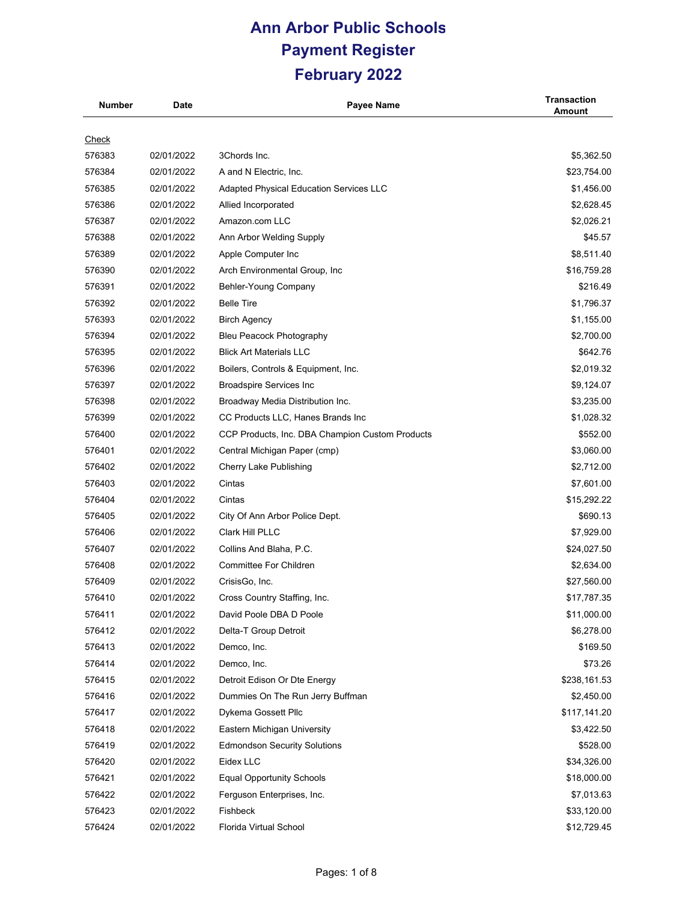# Ann Arbor Public Schools
# Payment Register
# February 2022

| Number | Date | Payee Name | Transaction Amount |
|---|---|---|---|
| Check | | | |
| 576383 | 02/01/2022 | 3Chords Inc. | $5,362.50 |
| 576384 | 02/01/2022 | A and N Electric, Inc. | $23,754.00 |
| 576385 | 02/01/2022 | Adapted Physical Education Services LLC | $1,456.00 |
| 576386 | 02/01/2022 | Allied Incorporated | $2,628.45 |
| 576387 | 02/01/2022 | Amazon.com LLC | $2,026.21 |
| 576388 | 02/01/2022 | Ann Arbor Welding Supply | $45.57 |
| 576389 | 02/01/2022 | Apple Computer Inc | $8,511.40 |
| 576390 | 02/01/2022 | Arch Environmental Group, Inc | $16,759.28 |
| 576391 | 02/01/2022 | Behler-Young Company | $216.49 |
| 576392 | 02/01/2022 | Belle Tire | $1,796.37 |
| 576393 | 02/01/2022 | Birch Agency | $1,155.00 |
| 576394 | 02/01/2022 | Bleu Peacock Photography | $2,700.00 |
| 576395 | 02/01/2022 | Blick Art Materials LLC | $642.76 |
| 576396 | 02/01/2022 | Boilers, Controls & Equipment, Inc. | $2,019.32 |
| 576397 | 02/01/2022 | Broadspire Services Inc | $9,124.07 |
| 576398 | 02/01/2022 | Broadway Media Distribution Inc. | $3,235.00 |
| 576399 | 02/01/2022 | CC Products LLC, Hanes Brands Inc | $1,028.32 |
| 576400 | 02/01/2022 | CCP Products, Inc. DBA Champion Custom Products | $552.00 |
| 576401 | 02/01/2022 | Central Michigan Paper (cmp) | $3,060.00 |
| 576402 | 02/01/2022 | Cherry Lake Publishing | $2,712.00 |
| 576403 | 02/01/2022 | Cintas | $7,601.00 |
| 576404 | 02/01/2022 | Cintas | $15,292.22 |
| 576405 | 02/01/2022 | City Of Ann Arbor Police Dept. | $690.13 |
| 576406 | 02/01/2022 | Clark Hill PLLC | $7,929.00 |
| 576407 | 02/01/2022 | Collins And Blaha, P.C. | $24,027.50 |
| 576408 | 02/01/2022 | Committee For Children | $2,634.00 |
| 576409 | 02/01/2022 | CrisisGo, Inc. | $27,560.00 |
| 576410 | 02/01/2022 | Cross Country Staffing, Inc. | $17,787.35 |
| 576411 | 02/01/2022 | David Poole DBA D Poole | $11,000.00 |
| 576412 | 02/01/2022 | Delta-T Group Detroit | $6,278.00 |
| 576413 | 02/01/2022 | Demco, Inc. | $169.50 |
| 576414 | 02/01/2022 | Demco, Inc. | $73.26 |
| 576415 | 02/01/2022 | Detroit Edison Or Dte Energy | $238,161.53 |
| 576416 | 02/01/2022 | Dummies On The Run Jerry Buffman | $2,450.00 |
| 576417 | 02/01/2022 | Dykema Gossett Pllc | $117,141.20 |
| 576418 | 02/01/2022 | Eastern Michigan University | $3,422.50 |
| 576419 | 02/01/2022 | Edmondson Security Solutions | $528.00 |
| 576420 | 02/01/2022 | Eidex LLC | $34,326.00 |
| 576421 | 02/01/2022 | Equal Opportunity Schools | $18,000.00 |
| 576422 | 02/01/2022 | Ferguson Enterprises, Inc. | $7,013.63 |
| 576423 | 02/01/2022 | Fishbeck | $33,120.00 |
| 576424 | 02/01/2022 | Florida Virtual School | $12,729.45 |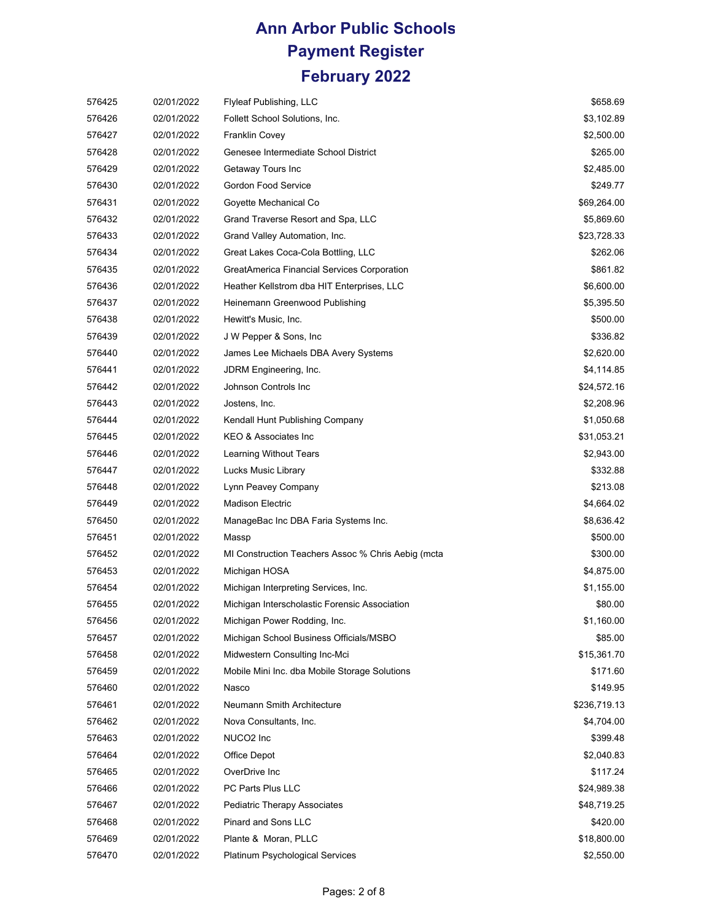# Ann Arbor Public Schools
## Payment Register
## February 2022

| | | | |
|---|---|---|---|
| 576425 | 02/01/2022 | Flyleaf Publishing, LLC | $658.69 |
| 576426 | 02/01/2022 | Follett School Solutions, Inc. | $3,102.89 |
| 576427 | 02/01/2022 | Franklin Covey | $2,500.00 |
| 576428 | 02/01/2022 | Genesee Intermediate School District | $265.00 |
| 576429 | 02/01/2022 | Getaway Tours Inc | $2,485.00 |
| 576430 | 02/01/2022 | Gordon Food Service | $249.77 |
| 576431 | 02/01/2022 | Goyette Mechanical Co | $69,264.00 |
| 576432 | 02/01/2022 | Grand Traverse Resort and Spa, LLC | $5,869.60 |
| 576433 | 02/01/2022 | Grand Valley Automation, Inc. | $23,728.33 |
| 576434 | 02/01/2022 | Great Lakes Coca-Cola Bottling, LLC | $262.06 |
| 576435 | 02/01/2022 | GreatAmerica Financial Services Corporation | $861.82 |
| 576436 | 02/01/2022 | Heather Kellstrom dba HIT Enterprises, LLC | $6,600.00 |
| 576437 | 02/01/2022 | Heinemann Greenwood Publishing | $5,395.50 |
| 576438 | 02/01/2022 | Hewitt's Music, Inc. | $500.00 |
| 576439 | 02/01/2022 | J W Pepper & Sons, Inc | $336.82 |
| 576440 | 02/01/2022 | James Lee Michaels DBA Avery Systems | $2,620.00 |
| 576441 | 02/01/2022 | JDRM Engineering, Inc. | $4,114.85 |
| 576442 | 02/01/2022 | Johnson Controls Inc | $24,572.16 |
| 576443 | 02/01/2022 | Jostens, Inc. | $2,208.96 |
| 576444 | 02/01/2022 | Kendall Hunt Publishing Company | $1,050.68 |
| 576445 | 02/01/2022 | KEO & Associates Inc | $31,053.21 |
| 576446 | 02/01/2022 | Learning Without Tears | $2,943.00 |
| 576447 | 02/01/2022 | Lucks Music Library | $332.88 |
| 576448 | 02/01/2022 | Lynn Peavey Company | $213.08 |
| 576449 | 02/01/2022 | Madison Electric | $4,664.02 |
| 576450 | 02/01/2022 | ManageBac Inc DBA Faria Systems Inc. | $8,636.42 |
| 576451 | 02/01/2022 | Massp | $500.00 |
| 576452 | 02/01/2022 | MI Construction Teachers Assoc % Chris Aebig (mcta | $300.00 |
| 576453 | 02/01/2022 | Michigan HOSA | $4,875.00 |
| 576454 | 02/01/2022 | Michigan Interpreting Services, Inc. | $1,155.00 |
| 576455 | 02/01/2022 | Michigan Interscholastic Forensic Association | $80.00 |
| 576456 | 02/01/2022 | Michigan Power Rodding, Inc. | $1,160.00 |
| 576457 | 02/01/2022 | Michigan School Business Officials/MSBO | $85.00 |
| 576458 | 02/01/2022 | Midwestern Consulting Inc-Mci | $15,361.70 |
| 576459 | 02/01/2022 | Mobile Mini Inc. dba Mobile Storage Solutions | $171.60 |
| 576460 | 02/01/2022 | Nasco | $149.95 |
| 576461 | 02/01/2022 | Neumann Smith Architecture | $236,719.13 |
| 576462 | 02/01/2022 | Nova Consultants, Inc. | $4,704.00 |
| 576463 | 02/01/2022 | NUCO2 Inc | $399.48 |
| 576464 | 02/01/2022 | Office Depot | $2,040.83 |
| 576465 | 02/01/2022 | OverDrive Inc | $117.24 |
| 576466 | 02/01/2022 | PC Parts Plus LLC | $24,989.38 |
| 576467 | 02/01/2022 | Pediatric Therapy Associates | $48,719.25 |
| 576468 | 02/01/2022 | Pinard and Sons LLC | $420.00 |
| 576469 | 02/01/2022 | Plante & Moran, PLLC | $18,800.00 |
| 576470 | 02/01/2022 | Platinum Psychological Services | $2,550.00 |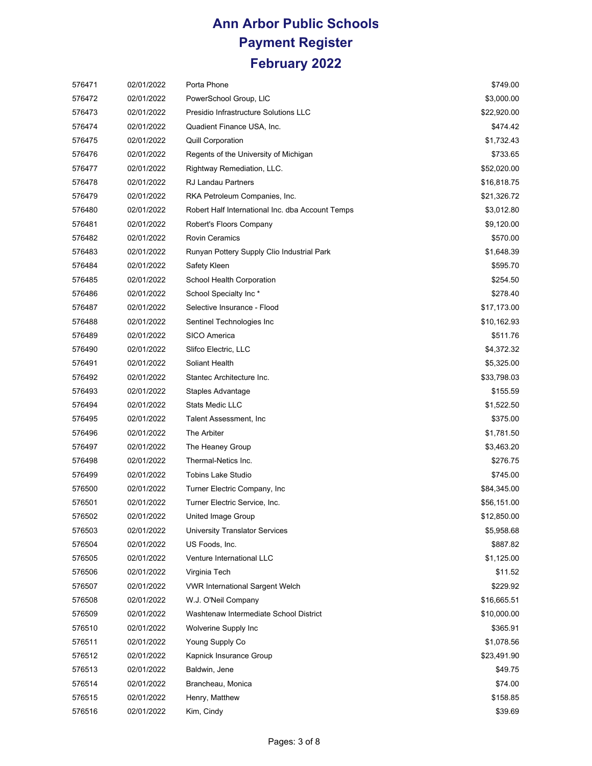# Ann Arbor Public Schools
# Payment Register
# February 2022

| | | | |
|---|---|---|---|
| 576471 | 02/01/2022 | Porta Phone | $749.00 |
| 576472 | 02/01/2022 | PowerSchool Group, LlC | $3,000.00 |
| 576473 | 02/01/2022 | Presidio Infrastructure Solutions LLC | $22,920.00 |
| 576474 | 02/01/2022 | Quadient Finance USA, Inc. | $474.42 |
| 576475 | 02/01/2022 | Quill Corporation | $1,732.43 |
| 576476 | 02/01/2022 | Regents of the University of Michigan | $733.65 |
| 576477 | 02/01/2022 | Rightway Remediation, LLC. | $52,020.00 |
| 576478 | 02/01/2022 | RJ Landau Partners | $16,818.75 |
| 576479 | 02/01/2022 | RKA Petroleum Companies, Inc. | $21,326.72 |
| 576480 | 02/01/2022 | Robert Half International Inc. dba Account Temps | $3,012.80 |
| 576481 | 02/01/2022 | Robert's Floors Company | $9,120.00 |
| 576482 | 02/01/2022 | Rovin Ceramics | $570.00 |
| 576483 | 02/01/2022 | Runyan Pottery Supply Clio Industrial Park | $1,648.39 |
| 576484 | 02/01/2022 | Safety Kleen | $595.70 |
| 576485 | 02/01/2022 | School Health Corporation | $254.50 |
| 576486 | 02/01/2022 | School Specialty Inc * | $278.40 |
| 576487 | 02/01/2022 | Selective Insurance - Flood | $17,173.00 |
| 576488 | 02/01/2022 | Sentinel Technologies Inc | $10,162.93 |
| 576489 | 02/01/2022 | SICO America | $511.76 |
| 576490 | 02/01/2022 | Slifco Electric, LLC | $4,372.32 |
| 576491 | 02/01/2022 | Soliant Health | $5,325.00 |
| 576492 | 02/01/2022 | Stantec Architecture Inc. | $33,798.03 |
| 576493 | 02/01/2022 | Staples Advantage | $155.59 |
| 576494 | 02/01/2022 | Stats Medic LLC | $1,522.50 |
| 576495 | 02/01/2022 | Talent Assessment, Inc | $375.00 |
| 576496 | 02/01/2022 | The Arbiter | $1,781.50 |
| 576497 | 02/01/2022 | The Heaney Group | $3,463.20 |
| 576498 | 02/01/2022 | Thermal-Netics Inc. | $276.75 |
| 576499 | 02/01/2022 | Tobins Lake Studio | $745.00 |
| 576500 | 02/01/2022 | Turner Electric Company, Inc | $84,345.00 |
| 576501 | 02/01/2022 | Turner Electric Service, Inc. | $56,151.00 |
| 576502 | 02/01/2022 | United Image Group | $12,850.00 |
| 576503 | 02/01/2022 | University Translator Services | $5,958.68 |
| 576504 | 02/01/2022 | US Foods, Inc. | $887.82 |
| 576505 | 02/01/2022 | Venture International LLC | $1,125.00 |
| 576506 | 02/01/2022 | Virginia Tech | $11.52 |
| 576507 | 02/01/2022 | VWR International Sargent Welch | $229.92 |
| 576508 | 02/01/2022 | W.J. O'Neil Company | $16,665.51 |
| 576509 | 02/01/2022 | Washtenaw Intermediate School District | $10,000.00 |
| 576510 | 02/01/2022 | Wolverine Supply Inc | $365.91 |
| 576511 | 02/01/2022 | Young Supply Co | $1,078.56 |
| 576512 | 02/01/2022 | Kapnick Insurance Group | $23,491.90 |
| 576513 | 02/01/2022 | Baldwin, Jene | $49.75 |
| 576514 | 02/01/2022 | Brancheau, Monica | $74.00 |
| 576515 | 02/01/2022 | Henry, Matthew | $158.85 |
| 576516 | 02/01/2022 | Kim, Cindy | $39.69 |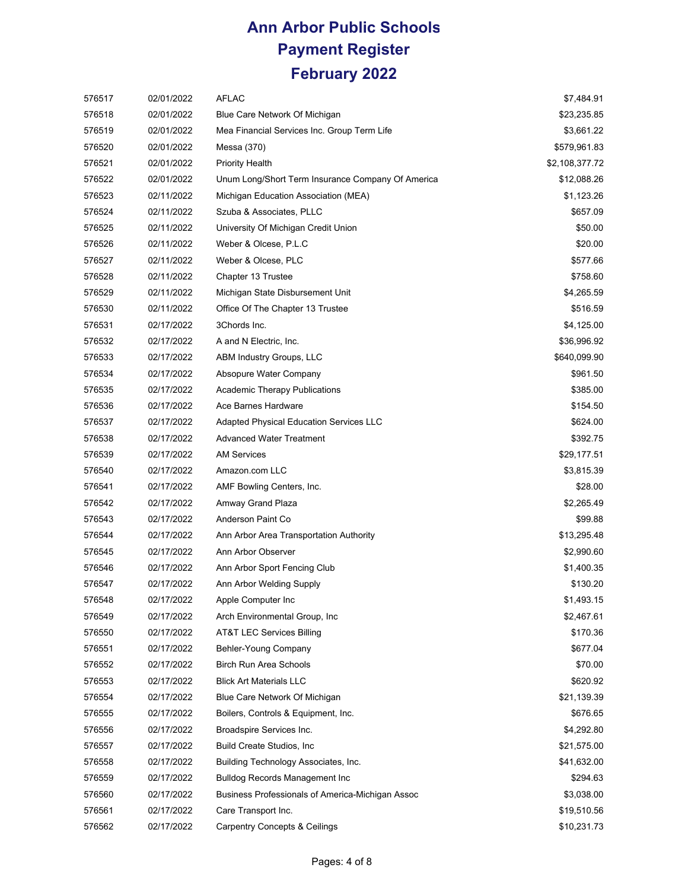# Ann Arbor Public Schools
# Payment Register
# February 2022

| | | | |
|---|---|---|---|
| 576517 | 02/01/2022 | AFLAC | $7,484.91 |
| 576518 | 02/01/2022 | Blue Care Network Of Michigan | $23,235.85 |
| 576519 | 02/01/2022 | Mea Financial Services Inc. Group Term Life | $3,661.22 |
| 576520 | 02/01/2022 | Messa (370) | $579,961.83 |
| 576521 | 02/01/2022 | Priority Health | $2,108,377.72 |
| 576522 | 02/01/2022 | Unum Long/Short Term Insurance Company Of America | $12,088.26 |
| 576523 | 02/11/2022 | Michigan Education Association (MEA) | $1,123.26 |
| 576524 | 02/11/2022 | Szuba & Associates, PLLC | $657.09 |
| 576525 | 02/11/2022 | University Of Michigan Credit Union | $50.00 |
| 576526 | 02/11/2022 | Weber & Olcese, P.L.C | $20.00 |
| 576527 | 02/11/2022 | Weber & Olcese, PLC | $577.66 |
| 576528 | 02/11/2022 | Chapter 13 Trustee | $758.60 |
| 576529 | 02/11/2022 | Michigan State Disbursement Unit | $4,265.59 |
| 576530 | 02/11/2022 | Office Of The Chapter 13 Trustee | $516.59 |
| 576531 | 02/17/2022 | 3Chords Inc. | $4,125.00 |
| 576532 | 02/17/2022 | A and N Electric, Inc. | $36,996.92 |
| 576533 | 02/17/2022 | ABM Industry Groups, LLC | $640,099.90 |
| 576534 | 02/17/2022 | Absopure Water Company | $961.50 |
| 576535 | 02/17/2022 | Academic Therapy Publications | $385.00 |
| 576536 | 02/17/2022 | Ace Barnes Hardware | $154.50 |
| 576537 | 02/17/2022 | Adapted Physical Education Services LLC | $624.00 |
| 576538 | 02/17/2022 | Advanced Water Treatment | $392.75 |
| 576539 | 02/17/2022 | AM Services | $29,177.51 |
| 576540 | 02/17/2022 | Amazon.com LLC | $3,815.39 |
| 576541 | 02/17/2022 | AMF Bowling Centers, Inc. | $28.00 |
| 576542 | 02/17/2022 | Amway Grand Plaza | $2,265.49 |
| 576543 | 02/17/2022 | Anderson Paint Co | $99.88 |
| 576544 | 02/17/2022 | Ann Arbor Area Transportation Authority | $13,295.48 |
| 576545 | 02/17/2022 | Ann Arbor Observer | $2,990.60 |
| 576546 | 02/17/2022 | Ann Arbor Sport Fencing Club | $1,400.35 |
| 576547 | 02/17/2022 | Ann Arbor Welding Supply | $130.20 |
| 576548 | 02/17/2022 | Apple Computer Inc | $1,493.15 |
| 576549 | 02/17/2022 | Arch Environmental Group, Inc | $2,467.61 |
| 576550 | 02/17/2022 | AT&T LEC Services Billing | $170.36 |
| 576551 | 02/17/2022 | Behler-Young Company | $677.04 |
| 576552 | 02/17/2022 | Birch Run Area Schools | $70.00 |
| 576553 | 02/17/2022 | Blick Art Materials LLC | $620.92 |
| 576554 | 02/17/2022 | Blue Care Network Of Michigan | $21,139.39 |
| 576555 | 02/17/2022 | Boilers, Controls & Equipment, Inc. | $676.65 |
| 576556 | 02/17/2022 | Broadspire Services Inc. | $4,292.80 |
| 576557 | 02/17/2022 | Build Create Studios, Inc | $21,575.00 |
| 576558 | 02/17/2022 | Building Technology Associates, Inc. | $41,632.00 |
| 576559 | 02/17/2022 | Bulldog Records Management Inc | $294.63 |
| 576560 | 02/17/2022 | Business Professionals of America-Michigan Assoc | $3,038.00 |
| 576561 | 02/17/2022 | Care Transport Inc. | $19,510.56 |
| 576562 | 02/17/2022 | Carpentry Concepts & Ceilings | $10,231.73 |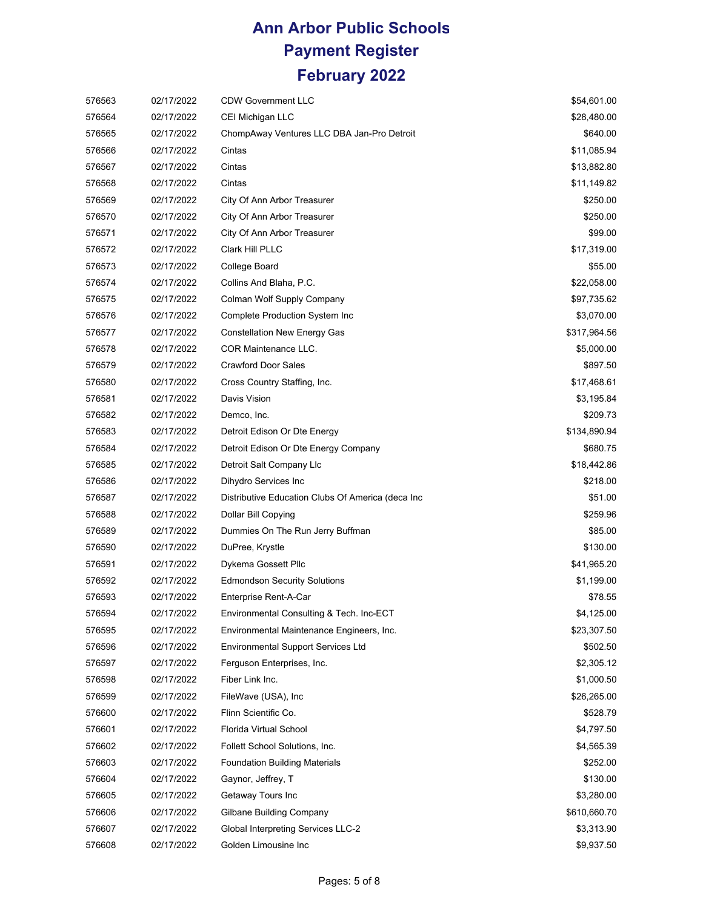# Ann Arbor Public Schools
# Payment Register
# February 2022

| | | | |
|---|---|---|---|
| 576563 | 02/17/2022 | CDW Government LLC | $54,601.00 |
| 576564 | 02/17/2022 | CEI Michigan LLC | $28,480.00 |
| 576565 | 02/17/2022 | ChompAway Ventures LLC DBA Jan-Pro Detroit | $640.00 |
| 576566 | 02/17/2022 | Cintas | $11,085.94 |
| 576567 | 02/17/2022 | Cintas | $13,882.80 |
| 576568 | 02/17/2022 | Cintas | $11,149.82 |
| 576569 | 02/17/2022 | City Of Ann Arbor Treasurer | $250.00 |
| 576570 | 02/17/2022 | City Of Ann Arbor Treasurer | $250.00 |
| 576571 | 02/17/2022 | City Of Ann Arbor Treasurer | $99.00 |
| 576572 | 02/17/2022 | Clark Hill PLLC | $17,319.00 |
| 576573 | 02/17/2022 | College Board | $55.00 |
| 576574 | 02/17/2022 | Collins And Blaha, P.C. | $22,058.00 |
| 576575 | 02/17/2022 | Colman Wolf Supply Company | $97,735.62 |
| 576576 | 02/17/2022 | Complete Production System Inc | $3,070.00 |
| 576577 | 02/17/2022 | Constellation New Energy Gas | $317,964.56 |
| 576578 | 02/17/2022 | COR Maintenance LLC. | $5,000.00 |
| 576579 | 02/17/2022 | Crawford Door Sales | $897.50 |
| 576580 | 02/17/2022 | Cross Country Staffing, Inc. | $17,468.61 |
| 576581 | 02/17/2022 | Davis Vision | $3,195.84 |
| 576582 | 02/17/2022 | Demco, Inc. | $209.73 |
| 576583 | 02/17/2022 | Detroit Edison Or Dte Energy | $134,890.94 |
| 576584 | 02/17/2022 | Detroit Edison Or Dte Energy Company | $680.75 |
| 576585 | 02/17/2022 | Detroit Salt Company Llc | $18,442.86 |
| 576586 | 02/17/2022 | Dihydro Services Inc | $218.00 |
| 576587 | 02/17/2022 | Distributive Education Clubs Of America (deca Inc | $51.00 |
| 576588 | 02/17/2022 | Dollar Bill Copying | $259.96 |
| 576589 | 02/17/2022 | Dummies On The Run Jerry Buffman | $85.00 |
| 576590 | 02/17/2022 | DuPree, Krystle | $130.00 |
| 576591 | 02/17/2022 | Dykema Gossett Pllc | $41,965.20 |
| 576592 | 02/17/2022 | Edmondson Security Solutions | $1,199.00 |
| 576593 | 02/17/2022 | Enterprise Rent-A-Car | $78.55 |
| 576594 | 02/17/2022 | Environmental Consulting & Tech. Inc-ECT | $4,125.00 |
| 576595 | 02/17/2022 | Environmental Maintenance Engineers, Inc. | $23,307.50 |
| 576596 | 02/17/2022 | Environmental Support Services Ltd | $502.50 |
| 576597 | 02/17/2022 | Ferguson Enterprises, Inc. | $2,305.12 |
| 576598 | 02/17/2022 | Fiber Link Inc. | $1,000.50 |
| 576599 | 02/17/2022 | FileWave (USA), Inc | $26,265.00 |
| 576600 | 02/17/2022 | Flinn Scientific Co. | $528.79 |
| 576601 | 02/17/2022 | Florida Virtual School | $4,797.50 |
| 576602 | 02/17/2022 | Follett School Solutions, Inc. | $4,565.39 |
| 576603 | 02/17/2022 | Foundation Building Materials | $252.00 |
| 576604 | 02/17/2022 | Gaynor, Jeffrey, T | $130.00 |
| 576605 | 02/17/2022 | Getaway Tours Inc | $3,280.00 |
| 576606 | 02/17/2022 | Gilbane Building Company | $610,660.70 |
| 576607 | 02/17/2022 | Global Interpreting Services LLC-2 | $3,313.90 |
| 576608 | 02/17/2022 | Golden Limousine Inc | $9,937.50 |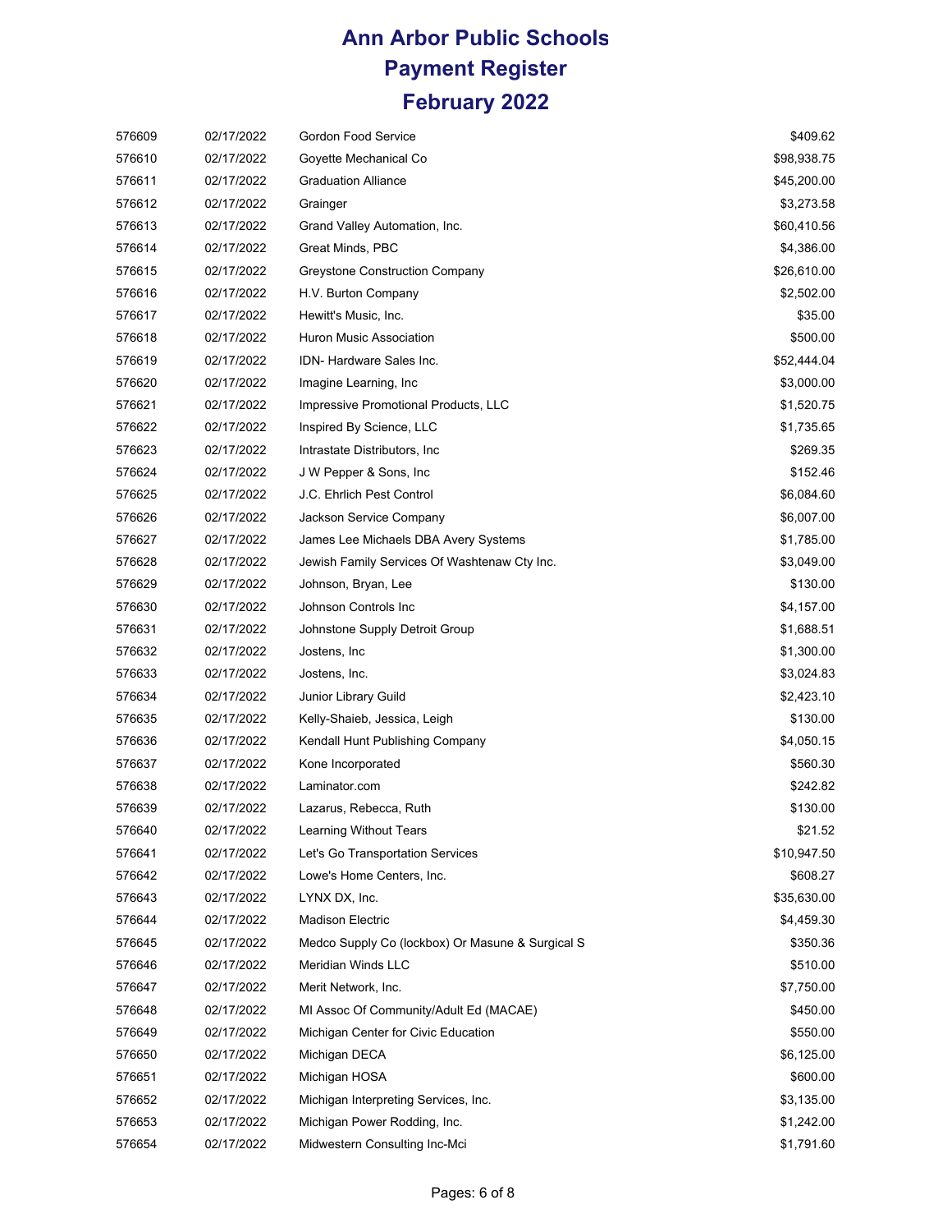# Ann Arbor Public Schools
## Payment Register
## February 2022

| | | | |
|---|---|---|---|
| 576609 | 02/17/2022 | Gordon Food Service | $409.62 |
| 576610 | 02/17/2022 | Goyette Mechanical Co | $98,938.75 |
| 576611 | 02/17/2022 | Graduation Alliance | $45,200.00 |
| 576612 | 02/17/2022 | Grainger | $3,273.58 |
| 576613 | 02/17/2022 | Grand Valley Automation, Inc. | $60,410.56 |
| 576614 | 02/17/2022 | Great Minds, PBC | $4,386.00 |
| 576615 | 02/17/2022 | Greystone Construction Company | $26,610.00 |
| 576616 | 02/17/2022 | H.V. Burton Company | $2,502.00 |
| 576617 | 02/17/2022 | Hewitt's Music, Inc. | $35.00 |
| 576618 | 02/17/2022 | Huron Music Association | $500.00 |
| 576619 | 02/17/2022 | IDN- Hardware Sales Inc. | $52,444.04 |
| 576620 | 02/17/2022 | Imagine Learning, Inc | $3,000.00 |
| 576621 | 02/17/2022 | Impressive Promotional Products, LLC | $1,520.75 |
| 576622 | 02/17/2022 | Inspired By Science, LLC | $1,735.65 |
| 576623 | 02/17/2022 | Intrastate Distributors, Inc | $269.35 |
| 576624 | 02/17/2022 | J W Pepper & Sons, Inc | $152.46 |
| 576625 | 02/17/2022 | J.C. Ehrlich Pest Control | $6,084.60 |
| 576626 | 02/17/2022 | Jackson Service Company | $6,007.00 |
| 576627 | 02/17/2022 | James Lee Michaels DBA Avery Systems | $1,785.00 |
| 576628 | 02/17/2022 | Jewish Family Services Of Washtenaw Cty Inc. | $3,049.00 |
| 576629 | 02/17/2022 | Johnson, Bryan, Lee | $130.00 |
| 576630 | 02/17/2022 | Johnson Controls Inc | $4,157.00 |
| 576631 | 02/17/2022 | Johnstone Supply Detroit Group | $1,688.51 |
| 576632 | 02/17/2022 | Jostens, Inc | $1,300.00 |
| 576633 | 02/17/2022 | Jostens, Inc. | $3,024.83 |
| 576634 | 02/17/2022 | Junior Library Guild | $2,423.10 |
| 576635 | 02/17/2022 | Kelly-Shaieb, Jessica, Leigh | $130.00 |
| 576636 | 02/17/2022 | Kendall Hunt Publishing Company | $4,050.15 |
| 576637 | 02/17/2022 | Kone Incorporated | $560.30 |
| 576638 | 02/17/2022 | Laminator.com | $242.82 |
| 576639 | 02/17/2022 | Lazarus, Rebecca, Ruth | $130.00 |
| 576640 | 02/17/2022 | Learning Without Tears | $21.52 |
| 576641 | 02/17/2022 | Let's Go Transportation Services | $10,947.50 |
| 576642 | 02/17/2022 | Lowe's Home Centers, Inc. | $608.27 |
| 576643 | 02/17/2022 | LYNX DX, Inc. | $35,630.00 |
| 576644 | 02/17/2022 | Madison Electric | $4,459.30 |
| 576645 | 02/17/2022 | Medco Supply Co (lockbox) Or Masune & Surgical S | $350.36 |
| 576646 | 02/17/2022 | Meridian Winds LLC | $510.00 |
| 576647 | 02/17/2022 | Merit Network, Inc. | $7,750.00 |
| 576648 | 02/17/2022 | MI Assoc Of Community/Adult Ed (MACAE) | $450.00 |
| 576649 | 02/17/2022 | Michigan Center for Civic Education | $550.00 |
| 576650 | 02/17/2022 | Michigan DECA | $6,125.00 |
| 576651 | 02/17/2022 | Michigan HOSA | $600.00 |
| 576652 | 02/17/2022 | Michigan Interpreting Services, Inc. | $3,135.00 |
| 576653 | 02/17/2022 | Michigan Power Rodding, Inc. | $1,242.00 |
| 576654 | 02/17/2022 | Midwestern Consulting Inc-Mci | $1,791.60 |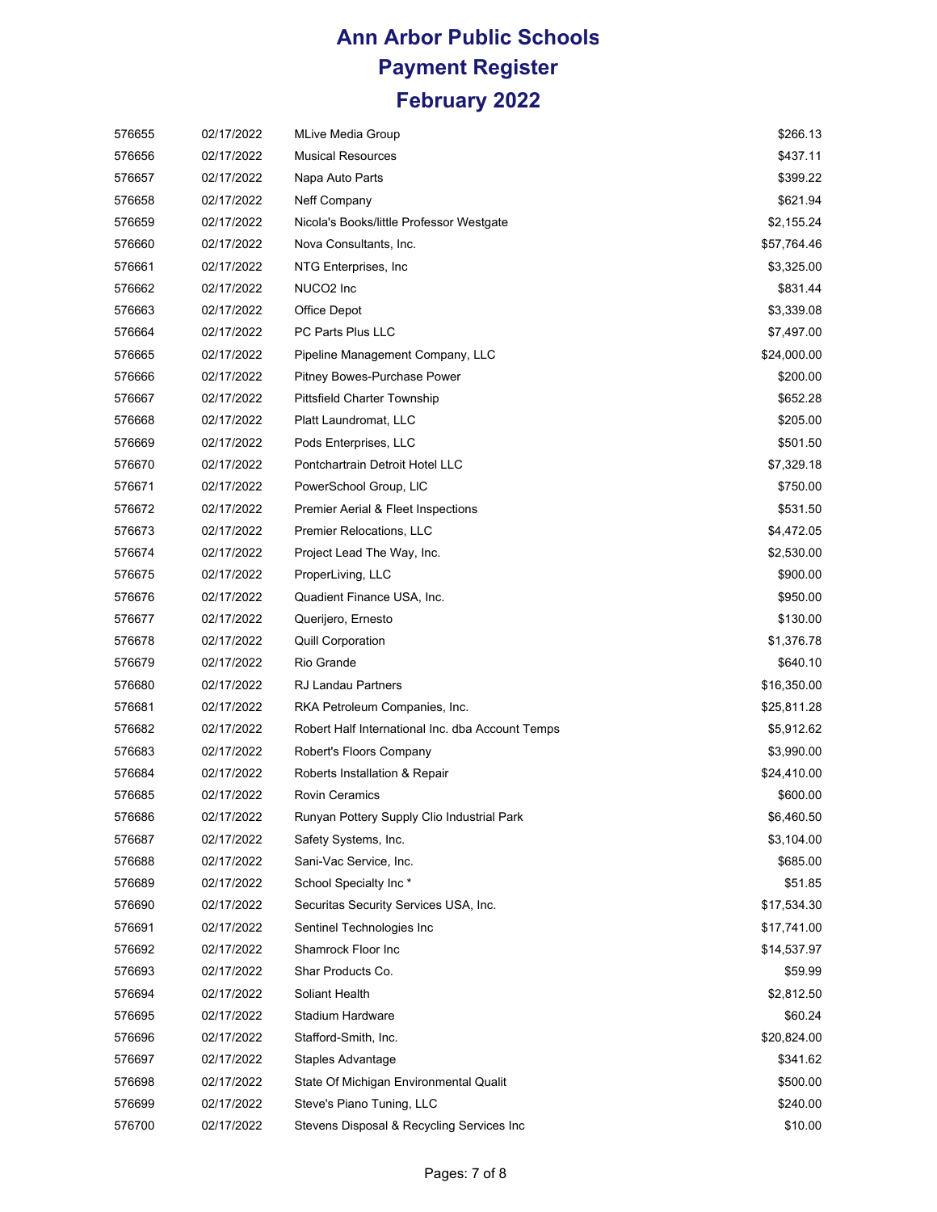# Ann Arbor Public Schools
# Payment Register
# February 2022

| | | | |
|---|---|---|---|
| 576655 | 02/17/2022 | MLive Media Group | $266.13 |
| 576656 | 02/17/2022 | Musical Resources | $437.11 |
| 576657 | 02/17/2022 | Napa Auto Parts | $399.22 |
| 576658 | 02/17/2022 | Neff Company | $621.94 |
| 576659 | 02/17/2022 | Nicola's Books/little Professor Westgate | $2,155.24 |
| 576660 | 02/17/2022 | Nova Consultants, Inc. | $57,764.46 |
| 576661 | 02/17/2022 | NTG Enterprises, Inc | $3,325.00 |
| 576662 | 02/17/2022 | NUCO2 Inc | $831.44 |
| 576663 | 02/17/2022 | Office Depot | $3,339.08 |
| 576664 | 02/17/2022 | PC Parts Plus LLC | $7,497.00 |
| 576665 | 02/17/2022 | Pipeline Management Company, LLC | $24,000.00 |
| 576666 | 02/17/2022 | Pitney Bowes-Purchase Power | $200.00 |
| 576667 | 02/17/2022 | Pittsfield Charter Township | $652.28 |
| 576668 | 02/17/2022 | Platt Laundromat, LLC | $205.00 |
| 576669 | 02/17/2022 | Pods Enterprises, LLC | $501.50 |
| 576670 | 02/17/2022 | Pontchartrain Detroit Hotel LLC | $7,329.18 |
| 576671 | 02/17/2022 | PowerSchool Group, LlC | $750.00 |
| 576672 | 02/17/2022 | Premier Aerial & Fleet Inspections | $531.50 |
| 576673 | 02/17/2022 | Premier Relocations, LLC | $4,472.05 |
| 576674 | 02/17/2022 | Project Lead The Way, Inc. | $2,530.00 |
| 576675 | 02/17/2022 | ProperLiving, LLC | $900.00 |
| 576676 | 02/17/2022 | Quadient Finance USA, Inc. | $950.00 |
| 576677 | 02/17/2022 | Querijero, Ernesto | $130.00 |
| 576678 | 02/17/2022 | Quill Corporation | $1,376.78 |
| 576679 | 02/17/2022 | Rio Grande | $640.10 |
| 576680 | 02/17/2022 | RJ Landau Partners | $16,350.00 |
| 576681 | 02/17/2022 | RKA Petroleum Companies, Inc. | $25,811.28 |
| 576682 | 02/17/2022 | Robert Half International Inc. dba Account Temps | $5,912.62 |
| 576683 | 02/17/2022 | Robert's Floors Company | $3,990.00 |
| 576684 | 02/17/2022 | Roberts Installation & Repair | $24,410.00 |
| 576685 | 02/17/2022 | Rovin Ceramics | $600.00 |
| 576686 | 02/17/2022 | Runyan Pottery Supply Clio Industrial Park | $6,460.50 |
| 576687 | 02/17/2022 | Safety Systems, Inc. | $3,104.00 |
| 576688 | 02/17/2022 | Sani-Vac Service, Inc. | $685.00 |
| 576689 | 02/17/2022 | School Specialty Inc * | $51.85 |
| 576690 | 02/17/2022 | Securitas Security Services USA, Inc. | $17,534.30 |
| 576691 | 02/17/2022 | Sentinel Technologies Inc | $17,741.00 |
| 576692 | 02/17/2022 | Shamrock Floor Inc | $14,537.97 |
| 576693 | 02/17/2022 | Shar Products Co. | $59.99 |
| 576694 | 02/17/2022 | Soliant Health | $2,812.50 |
| 576695 | 02/17/2022 | Stadium Hardware | $60.24 |
| 576696 | 02/17/2022 | Stafford-Smith, Inc. | $20,824.00 |
| 576697 | 02/17/2022 | Staples Advantage | $341.62 |
| 576698 | 02/17/2022 | State Of Michigan Environmental Qualit | $500.00 |
| 576699 | 02/17/2022 | Steve's Piano Tuning, LLC | $240.00 |
| 576700 | 02/17/2022 | Stevens Disposal & Recycling Services Inc | $10.00 |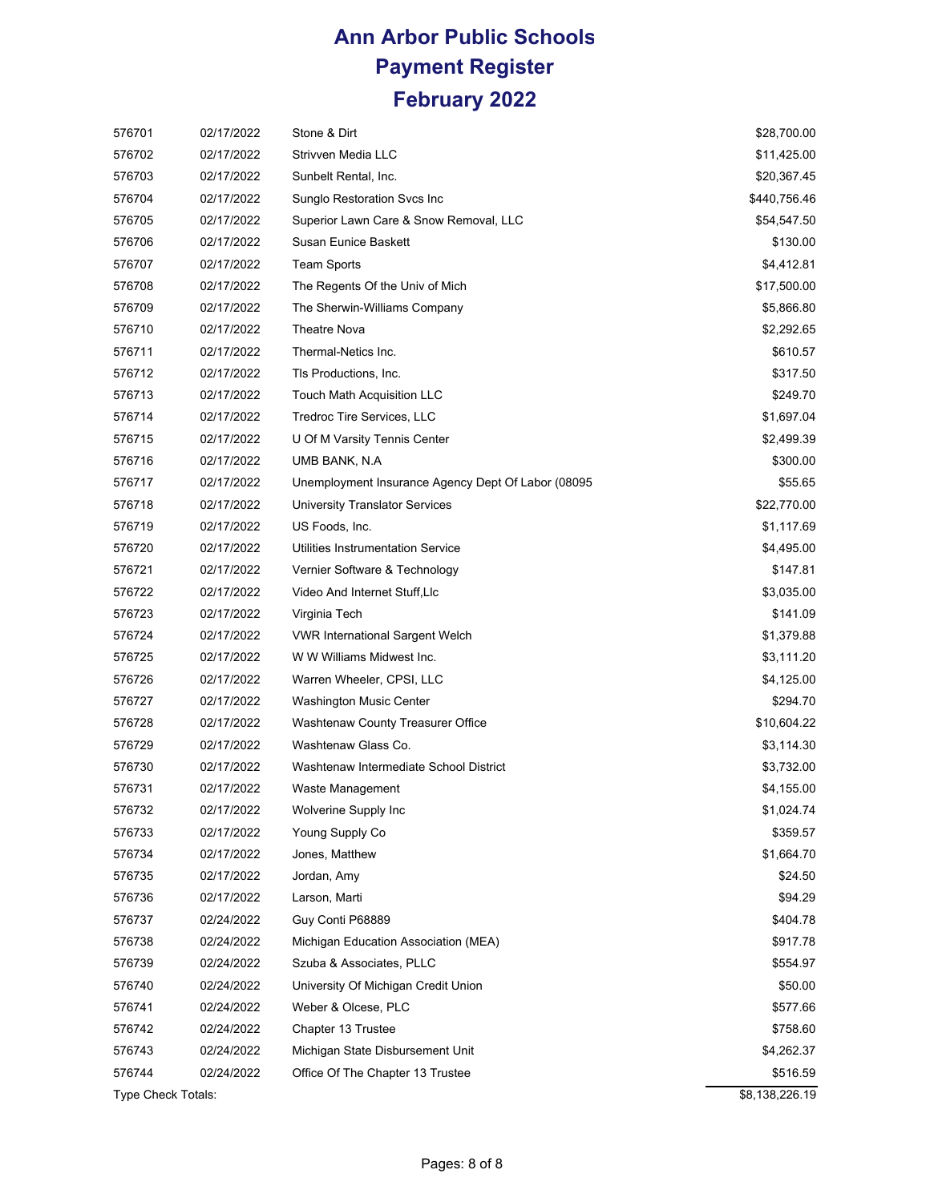# Ann Arbor Public Schools
# Payment Register
# February 2022

| | | | |
|---|---|---|---|
| 576701 | 02/17/2022 | Stone & Dirt | $28,700.00 |
| 576702 | 02/17/2022 | Strivven Media LLC | $11,425.00 |
| 576703 | 02/17/2022 | Sunbelt Rental, Inc. | $20,367.45 |
| 576704 | 02/17/2022 | Sunglo Restoration Svcs Inc | $440,756.46 |
| 576705 | 02/17/2022 | Superior Lawn Care & Snow Removal, LLC | $54,547.50 |
| 576706 | 02/17/2022 | Susan Eunice Baskett | $130.00 |
| 576707 | 02/17/2022 | Team Sports | $4,412.81 |
| 576708 | 02/17/2022 | The Regents Of the Univ of Mich | $17,500.00 |
| 576709 | 02/17/2022 | The Sherwin-Williams Company | $5,866.80 |
| 576710 | 02/17/2022 | Theatre Nova | $2,292.65 |
| 576711 | 02/17/2022 | Thermal-Netics Inc. | $610.57 |
| 576712 | 02/17/2022 | Tls Productions, Inc. | $317.50 |
| 576713 | 02/17/2022 | Touch Math Acquisition LLC | $249.70 |
| 576714 | 02/17/2022 | Tredroc Tire Services, LLC | $1,697.04 |
| 576715 | 02/17/2022 | U Of M Varsity Tennis Center | $2,499.39 |
| 576716 | 02/17/2022 | UMB BANK, N.A | $300.00 |
| 576717 | 02/17/2022 | Unemployment Insurance Agency Dept Of Labor (08095 | $55.65 |
| 576718 | 02/17/2022 | University Translator Services | $22,770.00 |
| 576719 | 02/17/2022 | US Foods, Inc. | $1,117.69 |
| 576720 | 02/17/2022 | Utilities Instrumentation Service | $4,495.00 |
| 576721 | 02/17/2022 | Vernier Software & Technology | $147.81 |
| 576722 | 02/17/2022 | Video And Internet Stuff,Llc | $3,035.00 |
| 576723 | 02/17/2022 | Virginia Tech | $141.09 |
| 576724 | 02/17/2022 | VWR International Sargent Welch | $1,379.88 |
| 576725 | 02/17/2022 | W W Williams Midwest Inc. | $3,111.20 |
| 576726 | 02/17/2022 | Warren Wheeler, CPSI, LLC | $4,125.00 |
| 576727 | 02/17/2022 | Washington Music Center | $294.70 |
| 576728 | 02/17/2022 | Washtenaw County Treasurer Office | $10,604.22 |
| 576729 | 02/17/2022 | Washtenaw Glass Co. | $3,114.30 |
| 576730 | 02/17/2022 | Washtenaw Intermediate School District | $3,732.00 |
| 576731 | 02/17/2022 | Waste Management | $4,155.00 |
| 576732 | 02/17/2022 | Wolverine Supply Inc | $1,024.74 |
| 576733 | 02/17/2022 | Young Supply Co | $359.57 |
| 576734 | 02/17/2022 | Jones, Matthew | $1,664.70 |
| 576735 | 02/17/2022 | Jordan, Amy | $24.50 |
| 576736 | 02/17/2022 | Larson, Marti | $94.29 |
| 576737 | 02/24/2022 | Guy Conti P68889 | $404.78 |
| 576738 | 02/24/2022 | Michigan Education Association (MEA) | $917.78 |
| 576739 | 02/24/2022 | Szuba & Associates, PLLC | $554.97 |
| 576740 | 02/24/2022 | University Of Michigan Credit Union | $50.00 |
| 576741 | 02/24/2022 | Weber & Olcese, PLC | $577.66 |
| 576742 | 02/24/2022 | Chapter 13 Trustee | $758.60 |
| 576743 | 02/24/2022 | Michigan State Disbursement Unit | $4,262.37 |
| 576744 | 02/24/2022 | Office Of The Chapter 13 Trustee | $516.59 |
| Type Check Totals: | | | $8,138,226.19 |